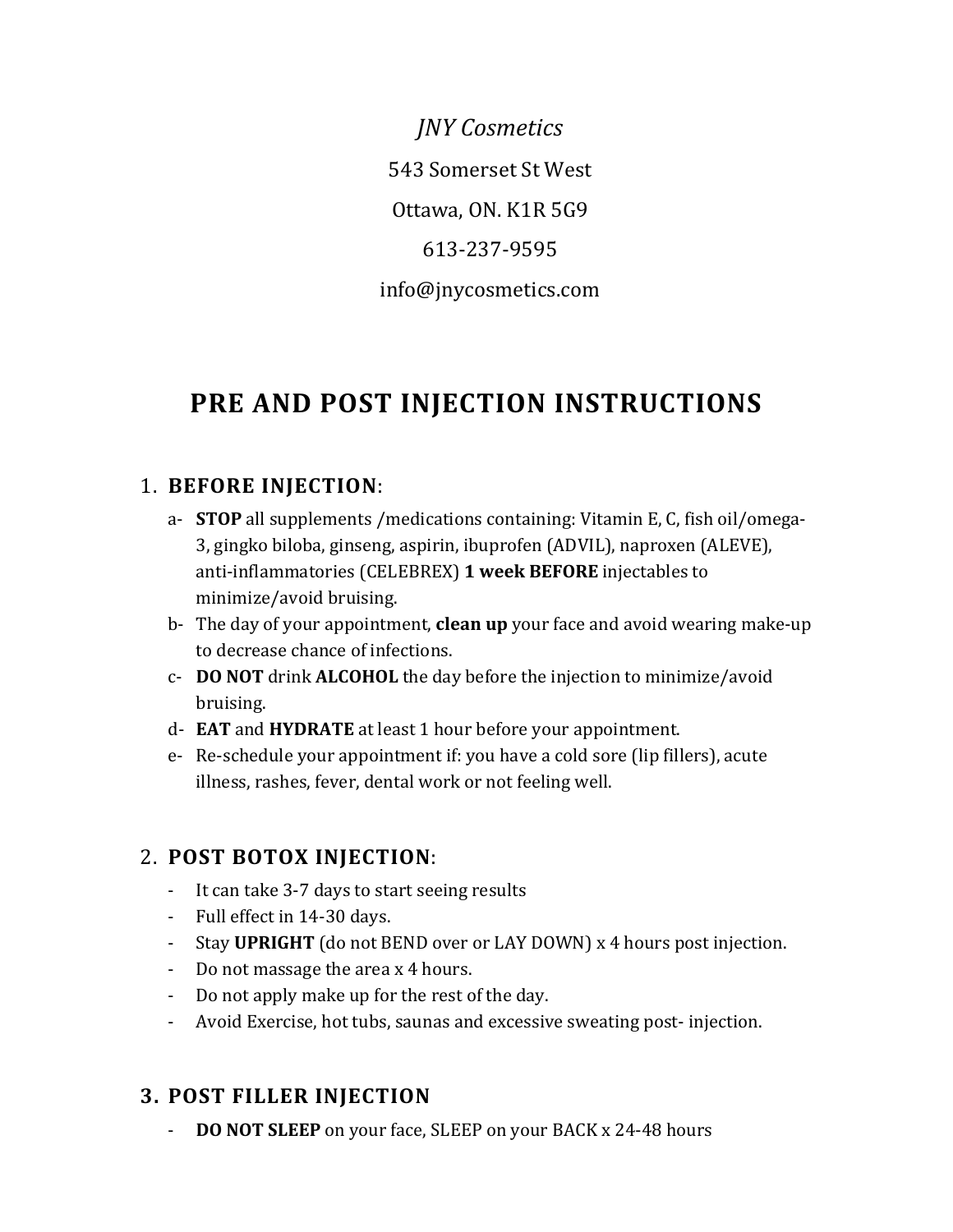*JNY Cosmetics*

543 Somerset St West

Ottawa, ON. K1R 5G9

613-237-9595

info@jnycosmetics.com

# PRE AND POST INJECTION INSTRUCTIONS

## 1. BEFORE INJECTION:

a- **STOP** all supplements /medications containing: Vitamin E, C, fish oil/omega-3, gingko biloba, ginseng, aspirin, ibuprofen (ADVIL), naproxen (ALEVE), anti-inflammatories (CELEBREX) **1 week BEFORE** injectables to minimize/avoid bruising.

b- The day of your appointment, **clean up** your face and avoid wearing make-up to decrease chance of infections.

c- **DO NOT** drink **ALCOHOL** the day before the injection to minimize/avoid bruising.

d- **EAT** and **HYDRATE** at least 1 hour before your appointment.

e- Re-schedule your appointment if: you have a cold sore (lip fillers), acute illness, rashes, fever, dental work or not feeling well.

## 2. POST BOTOX INJECTION:

- It can take 3-7 days to start seeing results
- Full effect in 14-30 days.
- Stay **UPRIGHT** (do not BEND over or LAY DOWN) x 4 hours post injection.
- Do not massage the area x 4 hours.
- Do not apply make up for the rest of the day.
- Avoid Exercise, hot tubs, saunas and excessive sweating post- injection.

## 3. POST FILLER INJECTION

- **DO NOT SLEEP** on your face, SLEEP on your BACK x 24-48 hours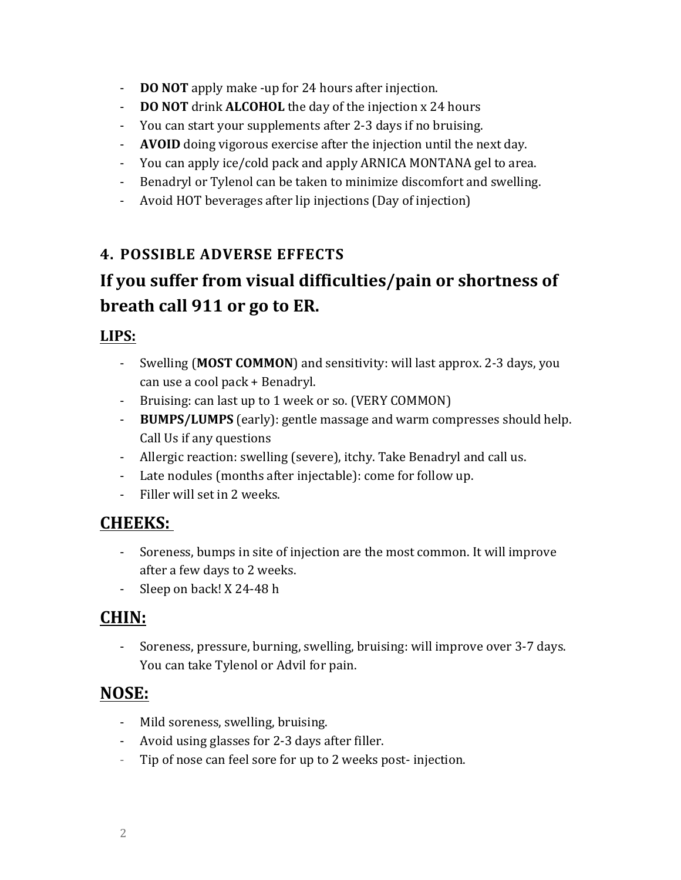- **DO NOT** apply make -up for 24 hours after injection.
- **DO NOT** drink **ALCOHOL** the day of the injection x 24 hours
- You can start your supplements after 2-3 days if no bruising.
- **AVOID** doing vigorous exercise after the injection until the next day.
- You can apply ice/cold pack and apply ARNICA MONTANA gel to area.
- Benadryl or Tylenol can be taken to minimize discomfort and swelling.
- Avoid HOT beverages after lip injections (Day of injection)

## 4. POSSIBLE ADVERSE EFFECTS

# If you suffer from visual difficulties/pain or shortness of breath call 911 or go to ER.

## LIPS:

- Swelling (**MOST COMMON**) and sensitivity: will last approx. 2-3 days, you can use a cool pack + Benadryl.
- Bruising: can last up to 1 week or so. (VERY COMMON)
- **BUMPS/LUMPS** (early): gentle massage and warm compresses should help. Call Us if any questions
- Allergic reaction: swelling (severe), itchy. Take Benadryl and call us.
- Late nodules (months after injectable): come for follow up.
- Filler will set in 2 weeks.

## CHEEKS:

- Soreness, bumps in site of injection are the most common. It will improve after a few days to 2 weeks.
- Sleep on back! X 24-48 h

## CHIN:

- Soreness, pressure, burning, swelling, bruising: will improve over 3-7 days. You can take Tylenol or Advil for pain.

## NOSE:

- Mild soreness, swelling, bruising.
- Avoid using glasses for 2-3 days after filler.
- Tip of nose can feel sore for up to 2 weeks post- injection.